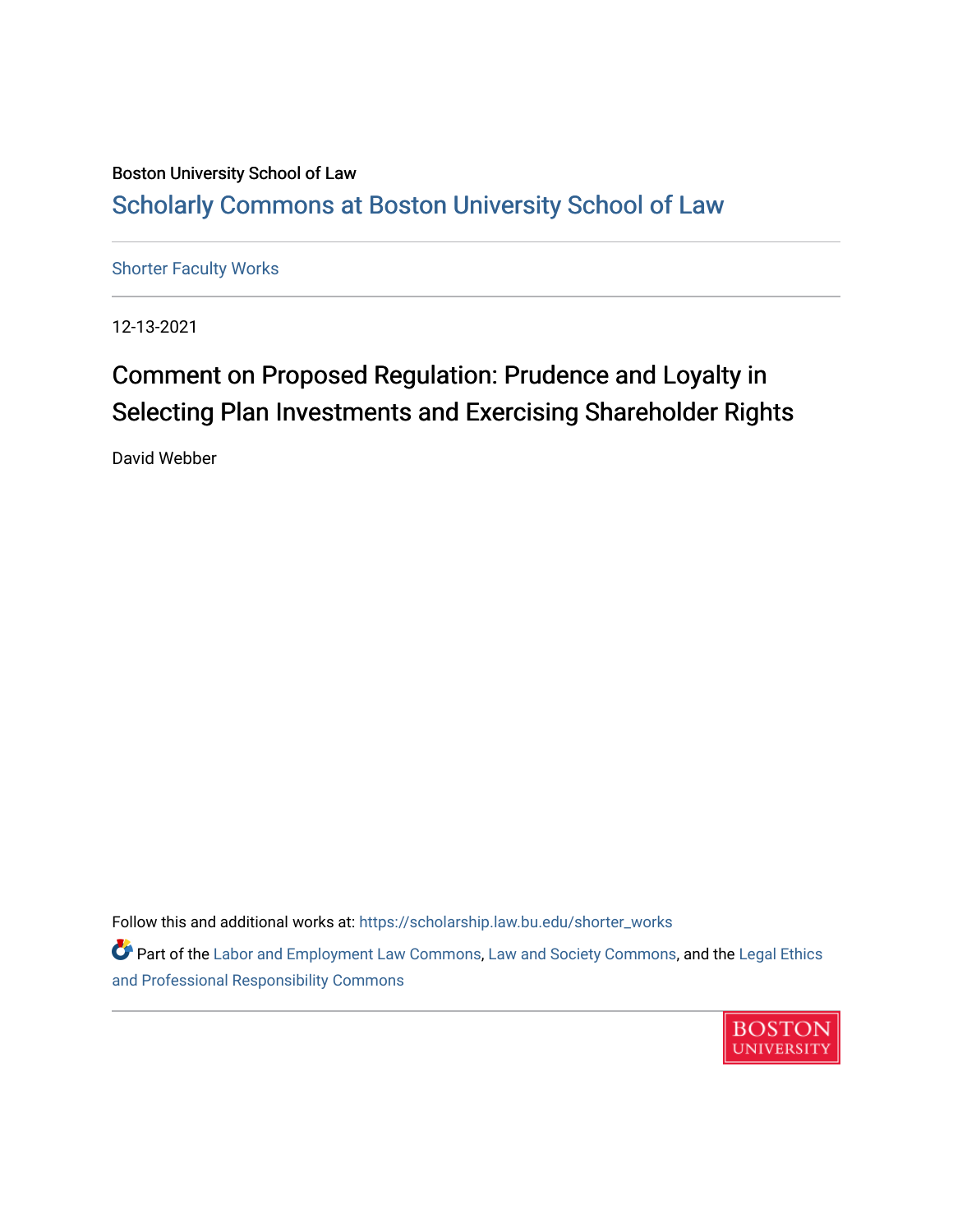Boston University School of Law

Scholarly Commons at Boston University School of Law

Shorter Faculty Works

12-13-2021

# Comment on Proposed Regulation: Prudence and Loyalty in Selecting Plan Investments and Exercising Shareholder Rights

David Webber

Follow this and additional works at: https://scholarship.law.bu.edu/shorter_works

Part of the Labor and Employment Law Commons, Law and Society Commons, and the Legal Ethics and Professional Responsibility Commons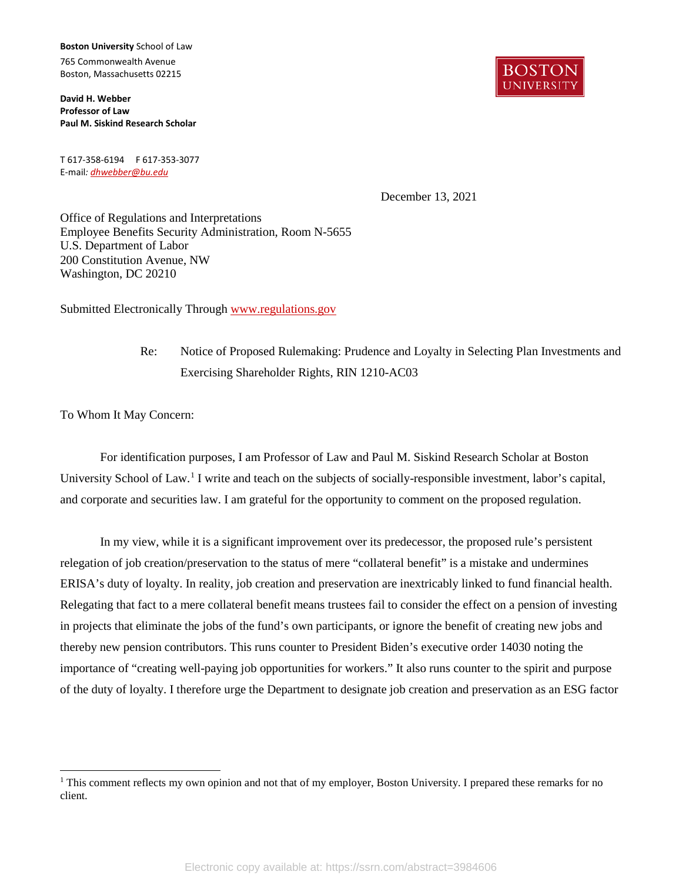**Boston University** School of Law

765 Commonwealth Avenue
Boston, Massachusetts 02215

**David H. Webber**
**Professor of Law**
**Paul M. Siskind Research Scholar**

T 617-358-6194 F 617-353-3077
E-mail: *dhwebber@bu.edu*

December 13, 2021

Office of Regulations and Interpretations
Employee Benefits Security Administration, Room N-5655
U.S. Department of Labor
200 Constitution Avenue, NW
Washington, DC 20210

Submitted Electronically Through www.regulations.gov

Re: Notice of Proposed Rulemaking: Prudence and Loyalty in Selecting Plan Investments and Exercising Shareholder Rights, RIN 1210-AC03

To Whom It May Concern:

For identification purposes, I am Professor of Law and Paul M. Siskind Research Scholar at Boston University School of Law.[1] I write and teach on the subjects of socially-responsible investment, labor's capital, and corporate and securities law. I am grateful for the opportunity to comment on the proposed regulation.

In my view, while it is a significant improvement over its predecessor, the proposed rule's persistent relegation of job creation/preservation to the status of mere "collateral benefit" is a mistake and undermines ERISA's duty of loyalty. In reality, job creation and preservation are inextricably linked to fund financial health. Relegating that fact to a mere collateral benefit means trustees fail to consider the effect on a pension of investing in projects that eliminate the jobs of the fund's own participants, or ignore the benefit of creating new jobs and thereby new pension contributors. This runs counter to President Biden's executive order 14030 noting the importance of "creating well-paying job opportunities for workers." It also runs counter to the spirit and purpose of the duty of loyalty. I therefore urge the Department to designate job creation and preservation as an ESG factor

[1] This comment reflects my own opinion and not that of my employer, Boston University. I prepared these remarks for no client.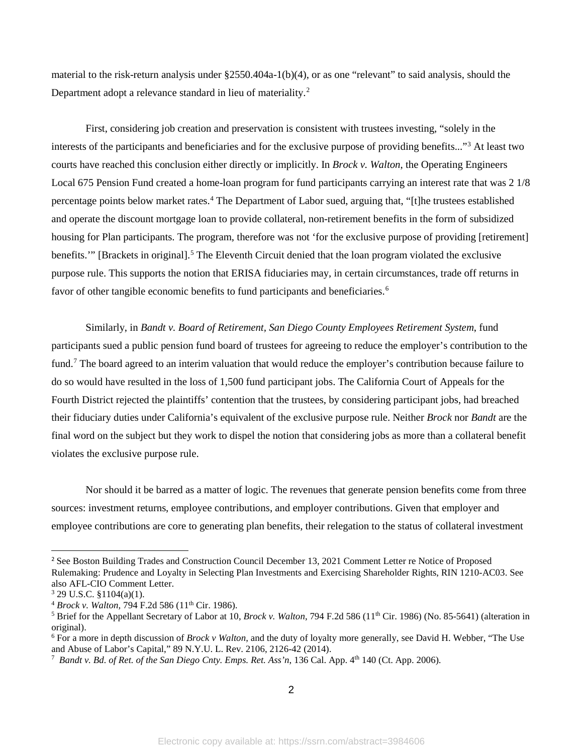material to the risk-return analysis under §2550.404a-1(b)(4), or as one "relevant" to said analysis, should the Department adopt a relevance standard in lieu of materiality.[2]

First, considering job creation and preservation is consistent with trustees investing, "solely in the interests of the participants and beneficiaries and for the exclusive purpose of providing benefits..."[3] At least two courts have reached this conclusion either directly or implicitly. In *Brock v. Walton*, the Operating Engineers Local 675 Pension Fund created a home-loan program for fund participants carrying an interest rate that was 2 1/8 percentage points below market rates.[4] The Department of Labor sued, arguing that, "[t]he trustees established and operate the discount mortgage loan to provide collateral, non-retirement benefits in the form of subsidized housing for Plan participants. The program, therefore was not 'for the exclusive purpose of providing [retirement] benefits.'" [Brackets in original].[5] The Eleventh Circuit denied that the loan program violated the exclusive purpose rule. This supports the notion that ERISA fiduciaries may, in certain circumstances, trade off returns in favor of other tangible economic benefits to fund participants and beneficiaries.[6]

Similarly, in *Bandt v. Board of Retirement, San Diego County Employees Retirement System*, fund participants sued a public pension fund board of trustees for agreeing to reduce the employer's contribution to the fund.[7] The board agreed to an interim valuation that would reduce the employer's contribution because failure to do so would have resulted in the loss of 1,500 fund participant jobs. The California Court of Appeals for the Fourth District rejected the plaintiffs' contention that the trustees, by considering participant jobs, had breached their fiduciary duties under California's equivalent of the exclusive purpose rule. Neither *Brock* nor *Bandt* are the final word on the subject but they work to dispel the notion that considering jobs as more than a collateral benefit violates the exclusive purpose rule.

Nor should it be barred as a matter of logic. The revenues that generate pension benefits come from three sources: investment returns, employee contributions, and employer contributions. Given that employer and employee contributions are core to generating plan benefits, their relegation to the status of collateral investment

---

[2] See Boston Building Trades and Construction Council December 13, 2021 Comment Letter re Notice of Proposed Rulemaking: Prudence and Loyalty in Selecting Plan Investments and Exercising Shareholder Rights, RIN 1210-AC03. See also AFL-CIO Comment Letter.

[3] 29 U.S.C. §1104(a)(1).

[4] *Brock v. Walton*, 794 F.2d 586 (11th Cir. 1986).

[5] Brief for the Appellant Secretary of Labor at 10, *Brock v. Walton*, 794 F.2d 586 (11th Cir. 1986) (No. 85-5641) (alteration in original).

[6] For a more in depth discussion of *Brock v Walton*, and the duty of loyalty more generally, see David H. Webber, "The Use and Abuse of Labor's Capital," 89 N.Y.U. L. Rev. 2106, 2126-42 (2014).

[7] *Bandt v. Bd. of Ret. of the San Diego Cnty. Emps. Ret. Ass'n*, 136 Cal. App. 4th 140 (Ct. App. 2006).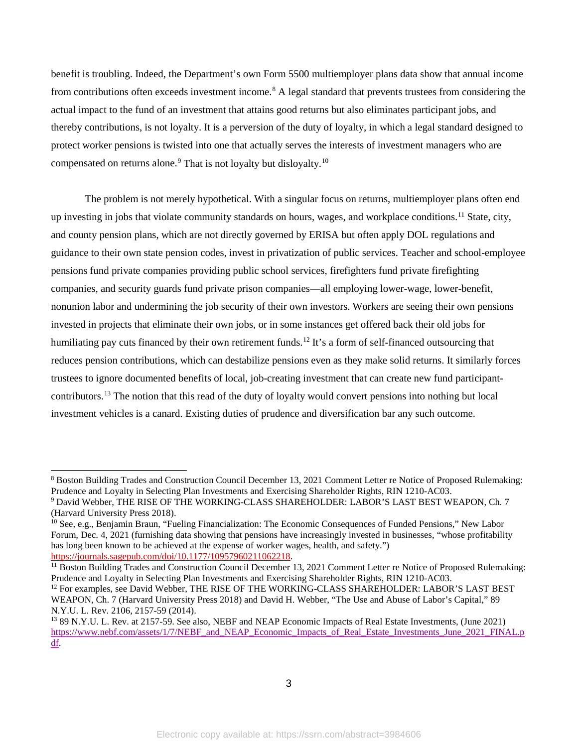benefit is troubling. Indeed, the Department's own Form 5500 multiemployer plans data show that annual income from contributions often exceeds investment income.[8] A legal standard that prevents trustees from considering the actual impact to the fund of an investment that attains good returns but also eliminates participant jobs, and thereby contributions, is not loyalty. It is a perversion of the duty of loyalty, in which a legal standard designed to protect worker pensions is twisted into one that actually serves the interests of investment managers who are compensated on returns alone.[9] That is not loyalty but disloyalty.[10]

The problem is not merely hypothetical. With a singular focus on returns, multiemployer plans often end up investing in jobs that violate community standards on hours, wages, and workplace conditions.[11] State, city, and county pension plans, which are not directly governed by ERISA but often apply DOL regulations and guidance to their own state pension codes, invest in privatization of public services. Teacher and school-employee pensions fund private companies providing public school services, firefighters fund private firefighting companies, and security guards fund private prison companies—all employing lower-wage, lower-benefit, nonunion labor and undermining the job security of their own investors. Workers are seeing their own pensions invested in projects that eliminate their own jobs, or in some instances get offered back their old jobs for humiliating pay cuts financed by their own retirement funds.[12] It's a form of self-financed outsourcing that reduces pension contributions, which can destabilize pensions even as they make solid returns. It similarly forces trustees to ignore documented benefits of local, job-creating investment that can create new fund participant-contributors.[13] The notion that this read of the duty of loyalty would convert pensions into nothing but local investment vehicles is a canard. Existing duties of prudence and diversification bar any such outcome.

---

[8] Boston Building Trades and Construction Council December 13, 2021 Comment Letter re Notice of Proposed Rulemaking: Prudence and Loyalty in Selecting Plan Investments and Exercising Shareholder Rights, RIN 1210-AC03.

[9] David Webber, THE RISE OF THE WORKING-CLASS SHAREHOLDER: LABOR'S LAST BEST WEAPON, Ch. 7 (Harvard University Press 2018).

[10] See, e.g., Benjamin Braun, "Fueling Financialization: The Economic Consequences of Funded Pensions," New Labor Forum, Dec. 4, 2021 (furnishing data showing that pensions have increasingly invested in businesses, "whose profitability has long been known to be achieved at the expense of worker wages, health, and safety.") https://journals.sagepub.com/doi/10.1177/10957960211062218.

[11] Boston Building Trades and Construction Council December 13, 2021 Comment Letter re Notice of Proposed Rulemaking: Prudence and Loyalty in Selecting Plan Investments and Exercising Shareholder Rights, RIN 1210-AC03.

[12] For examples, see David Webber, THE RISE OF THE WORKING-CLASS SHAREHOLDER: LABOR'S LAST BEST WEAPON, Ch. 7 (Harvard University Press 2018) and David H. Webber, "The Use and Abuse of Labor's Capital," 89 N.Y.U. L. Rev. 2106, 2157-59 (2014).

[13] 89 N.Y.U. L. Rev. at 2157-59. See also, NEBF and NEAP Economic Impacts of Real Estate Investments, (June 2021) https://www.nebf.com/assets/1/7/NEBF_and_NEAP_Economic_Impacts_of_Real_Estate_Investments_June_2021_FINAL.pdf.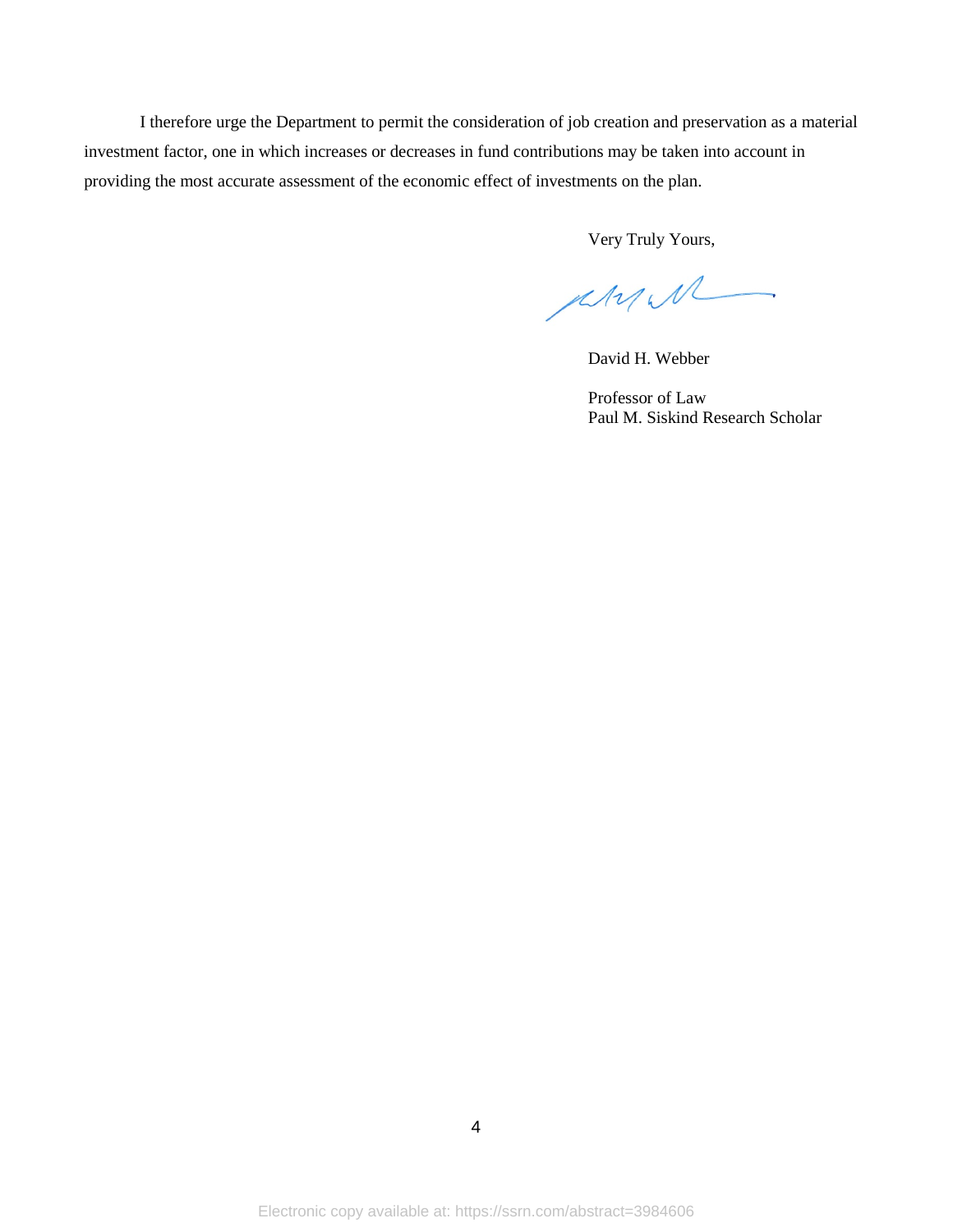I therefore urge the Department to permit the consideration of job creation and preservation as a material investment factor, one in which increases or decreases in fund contributions may be taken into account in providing the most accurate assessment of the economic effect of investments on the plan.

Very Truly Yours,

David H. Webber

Professor of Law
Paul M. Siskind Research Scholar

Electronic copy available at: https://ssrn.com/abstract=3984606